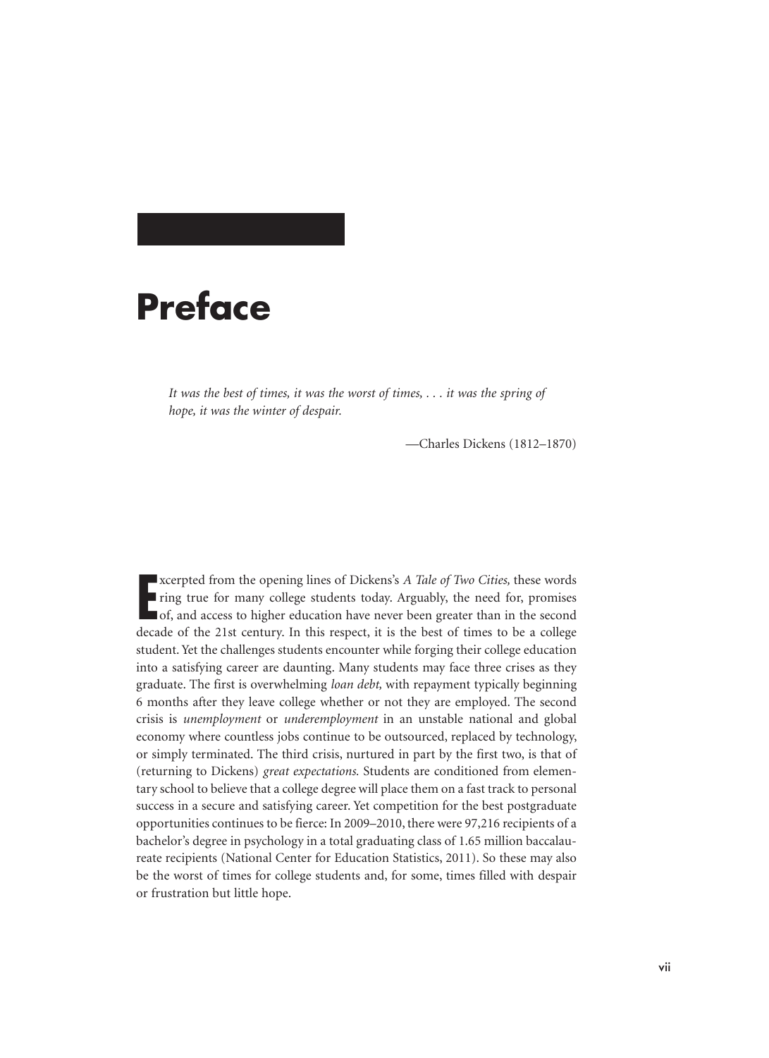# Preface

> *It was the best of times, it was the worst of times, . . . it was the spring of hope, it was the winter of despair.*
>
> —Charles Dickens (1812–1870)

Excerpted from the opening lines of Dickens's *A Tale of Two Cities,* these words ring true for many college students today. Arguably, the need for, promises of, and access to higher education have never been greater than in the second decade of the 21st century. In this respect, it is the best of times to be a college student. Yet the challenges students encounter while forging their college education into a satisfying career are daunting. Many students may face three crises as they graduate. The first is overwhelming *loan debt,* with repayment typically beginning 6 months after they leave college whether or not they are employed. The second crisis is *unemployment* or *underemployment* in an unstable national and global economy where countless jobs continue to be outsourced, replaced by technology, or simply terminated. The third crisis, nurtured in part by the first two, is that of (returning to Dickens) *great expectations.* Students are conditioned from elementary school to believe that a college degree will place them on a fast track to personal success in a secure and satisfying career. Yet competition for the best postgraduate opportunities continues to be fierce: In 2009–2010, there were 97,216 recipients of a bachelor's degree in psychology in a total graduating class of 1.65 million baccalaureate recipients (National Center for Education Statistics, 2011). So these may also be the worst of times for college students and, for some, times filled with despair or frustration but little hope.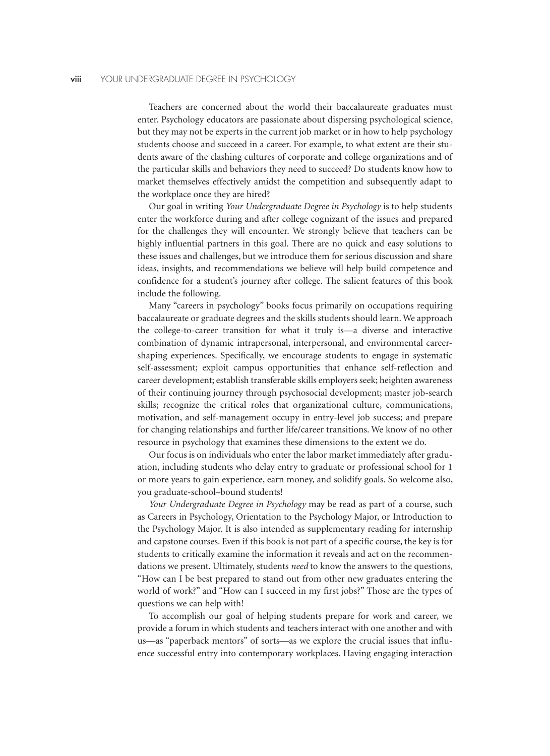Teachers are concerned about the world their baccalaureate graduates must enter. Psychology educators are passionate about dispersing psychological science, but they may not be experts in the current job market or in how to help psychology students choose and succeed in a career. For example, to what extent are their students aware of the clashing cultures of corporate and college organizations and of the particular skills and behaviors they need to succeed? Do students know how to market themselves effectively amidst the competition and subsequently adapt to the workplace once they are hired?

Our goal in writing *Your Undergraduate Degree in Psychology* is to help students enter the workforce during and after college cognizant of the issues and prepared for the challenges they will encounter. We strongly believe that teachers can be highly influential partners in this goal. There are no quick and easy solutions to these issues and challenges, but we introduce them for serious discussion and share ideas, insights, and recommendations we believe will help build competence and confidence for a student's journey after college. The salient features of this book include the following.

Many "careers in psychology" books focus primarily on occupations requiring baccalaureate or graduate degrees and the skills students should learn. We approach the college-to-career transition for what it truly is—a diverse and interactive combination of dynamic intrapersonal, interpersonal, and environmental career-shaping experiences. Specifically, we encourage students to engage in systematic self-assessment; exploit campus opportunities that enhance self-reflection and career development; establish transferable skills employers seek; heighten awareness of their continuing journey through psychosocial development; master job-search skills; recognize the critical roles that organizational culture, communications, motivation, and self-management occupy in entry-level job success; and prepare for changing relationships and further life/career transitions. We know of no other resource in psychology that examines these dimensions to the extent we do.

Our focus is on individuals who enter the labor market immediately after graduation, including students who delay entry to graduate or professional school for 1 or more years to gain experience, earn money, and solidify goals. So welcome also, you graduate-school–bound students!

*Your Undergraduate Degree in Psychology* may be read as part of a course, such as Careers in Psychology, Orientation to the Psychology Major, or Introduction to the Psychology Major. It is also intended as supplementary reading for internship and capstone courses. Even if this book is not part of a specific course, the key is for students to critically examine the information it reveals and act on the recommendations we present. Ultimately, students *need* to know the answers to the questions, "How can I be best prepared to stand out from other new graduates entering the world of work?" and "How can I succeed in my first jobs?" Those are the types of questions we can help with!

To accomplish our goal of helping students prepare for work and career, we provide a forum in which students and teachers interact with one another and with us—as "paperback mentors" of sorts—as we explore the crucial issues that influence successful entry into contemporary workplaces. Having engaging interaction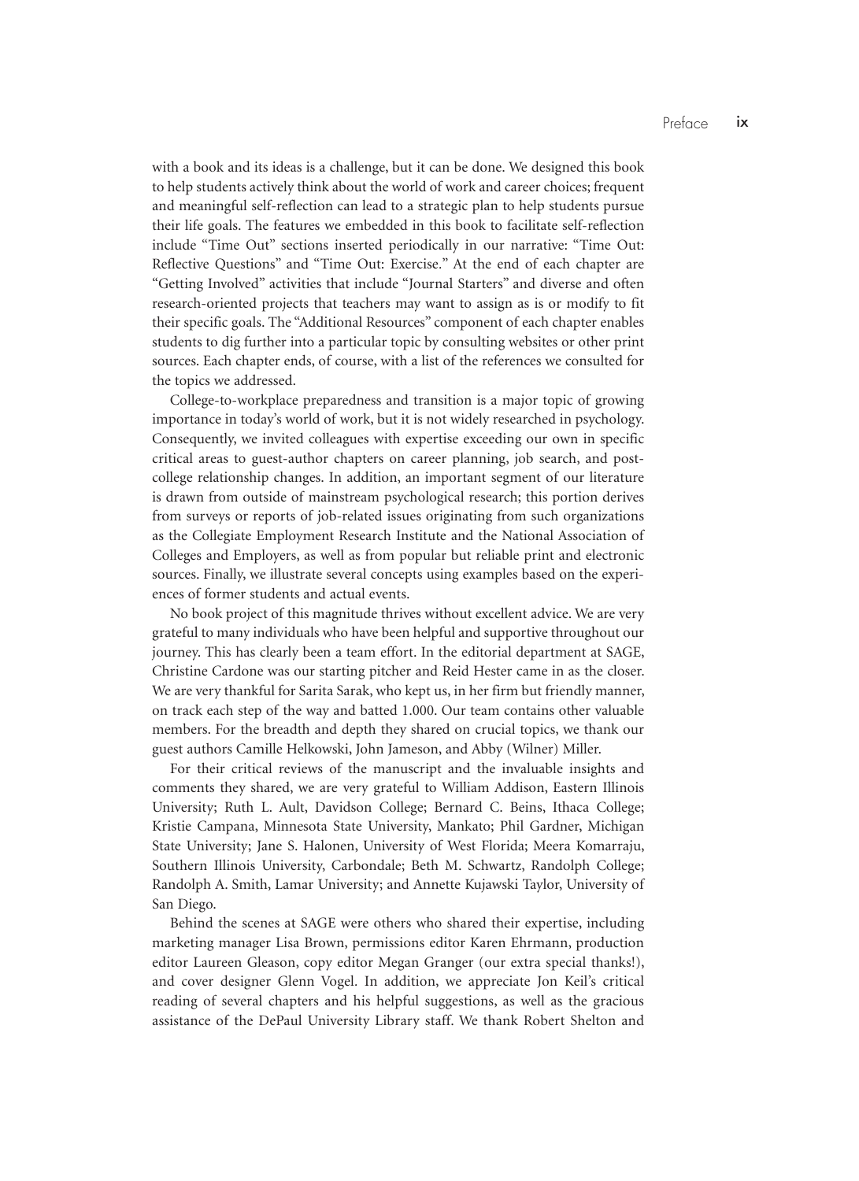with a book and its ideas is a challenge, but it can be done. We designed this book to help students actively think about the world of work and career choices; frequent and meaningful self-reflection can lead to a strategic plan to help students pursue their life goals. The features we embedded in this book to facilitate self-reflection include "Time Out" sections inserted periodically in our narrative: "Time Out: Reflective Questions" and "Time Out: Exercise." At the end of each chapter are "Getting Involved" activities that include "Journal Starters" and diverse and often research-oriented projects that teachers may want to assign as is or modify to fit their specific goals. The "Additional Resources" component of each chapter enables students to dig further into a particular topic by consulting websites or other print sources. Each chapter ends, of course, with a list of the references we consulted for the topics we addressed.

College-to-workplace preparedness and transition is a major topic of growing importance in today's world of work, but it is not widely researched in psychology. Consequently, we invited colleagues with expertise exceeding our own in specific critical areas to guest-author chapters on career planning, job search, and post-college relationship changes. In addition, an important segment of our literature is drawn from outside of mainstream psychological research; this portion derives from surveys or reports of job-related issues originating from such organizations as the Collegiate Employment Research Institute and the National Association of Colleges and Employers, as well as from popular but reliable print and electronic sources. Finally, we illustrate several concepts using examples based on the experiences of former students and actual events.

No book project of this magnitude thrives without excellent advice. We are very grateful to many individuals who have been helpful and supportive throughout our journey. This has clearly been a team effort. In the editorial department at SAGE, Christine Cardone was our starting pitcher and Reid Hester came in as the closer. We are very thankful for Sarita Sarak, who kept us, in her firm but friendly manner, on track each step of the way and batted 1.000. Our team contains other valuable members. For the breadth and depth they shared on crucial topics, we thank our guest authors Camille Helkowski, John Jameson, and Abby (Wilner) Miller.

For their critical reviews of the manuscript and the invaluable insights and comments they shared, we are very grateful to William Addison, Eastern Illinois University; Ruth L. Ault, Davidson College; Bernard C. Beins, Ithaca College; Kristie Campana, Minnesota State University, Mankato; Phil Gardner, Michigan State University; Jane S. Halonen, University of West Florida; Meera Komarraju, Southern Illinois University, Carbondale; Beth M. Schwartz, Randolph College; Randolph A. Smith, Lamar University; and Annette Kujawski Taylor, University of San Diego.

Behind the scenes at SAGE were others who shared their expertise, including marketing manager Lisa Brown, permissions editor Karen Ehrmann, production editor Laureen Gleason, copy editor Megan Granger (our extra special thanks!), and cover designer Glenn Vogel. In addition, we appreciate Jon Keil's critical reading of several chapters and his helpful suggestions, as well as the gracious assistance of the DePaul University Library staff. We thank Robert Shelton and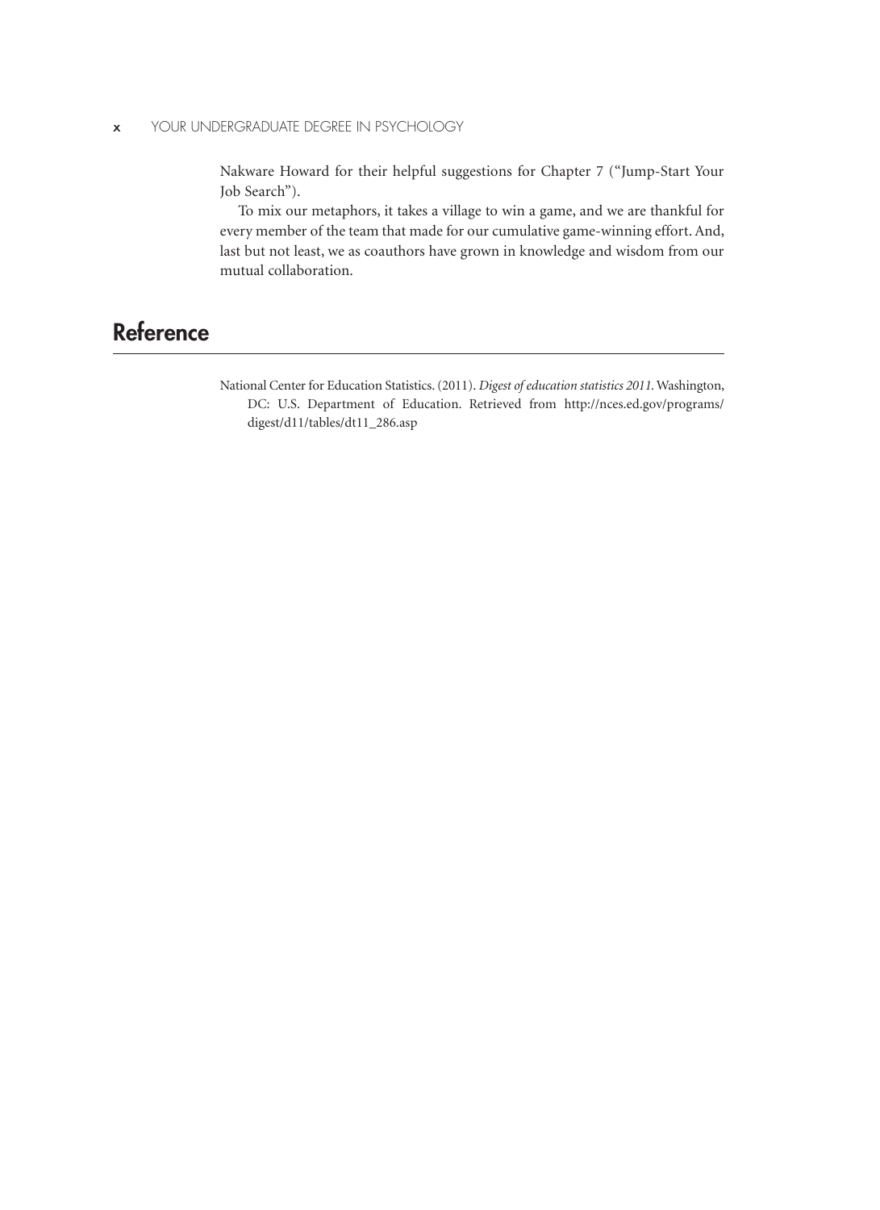Nakware Howard for their helpful suggestions for Chapter 7 ("Jump-Start Your Job Search").

To mix our metaphors, it takes a village to win a game, and we are thankful for every member of the team that made for our cumulative game-winning effort. And, last but not least, we as coauthors have grown in knowledge and wisdom from our mutual collaboration.

## Reference

National Center for Education Statistics. (2011). *Digest of education statistics 2011*. Washington, DC: U.S. Department of Education. Retrieved from http://nces.ed.gov/programs/digest/d11/tables/dt11_286.asp